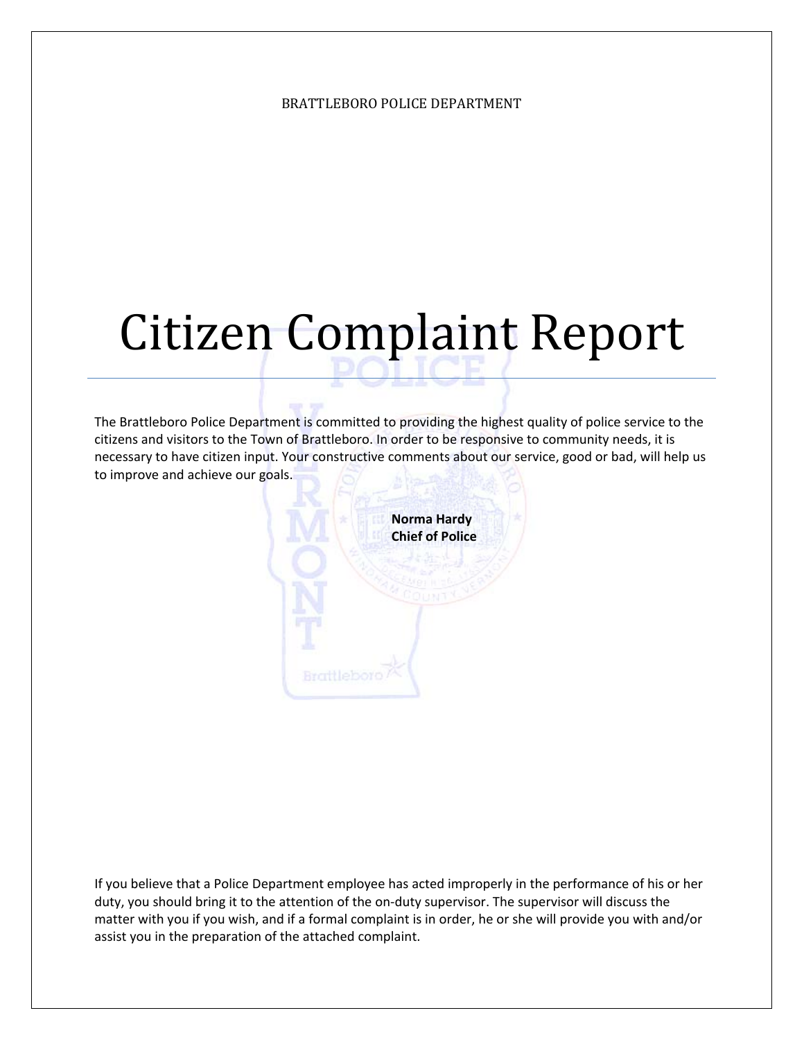BRATTLEBORO POLICE DEPARTMENT

# Citizen Complaint Report

The Brattleboro Police Department is committed to providing the highest quality of police service to the citizens and visitors to the Town of Brattleboro. In order to be responsive to community needs, it is necessary to have citizen input. Your constructive comments about our service, good or bad, will help us to improve and achieve our goals.

**Norma Hardy**
**Chief of Police**

If you believe that a Police Department employee has acted improperly in the performance of his or her duty, you should bring it to the attention of the on-duty supervisor. The supervisor will discuss the matter with you if you wish, and if a formal complaint is in order, he or she will provide you with and/or assist you in the preparation of the attached complaint.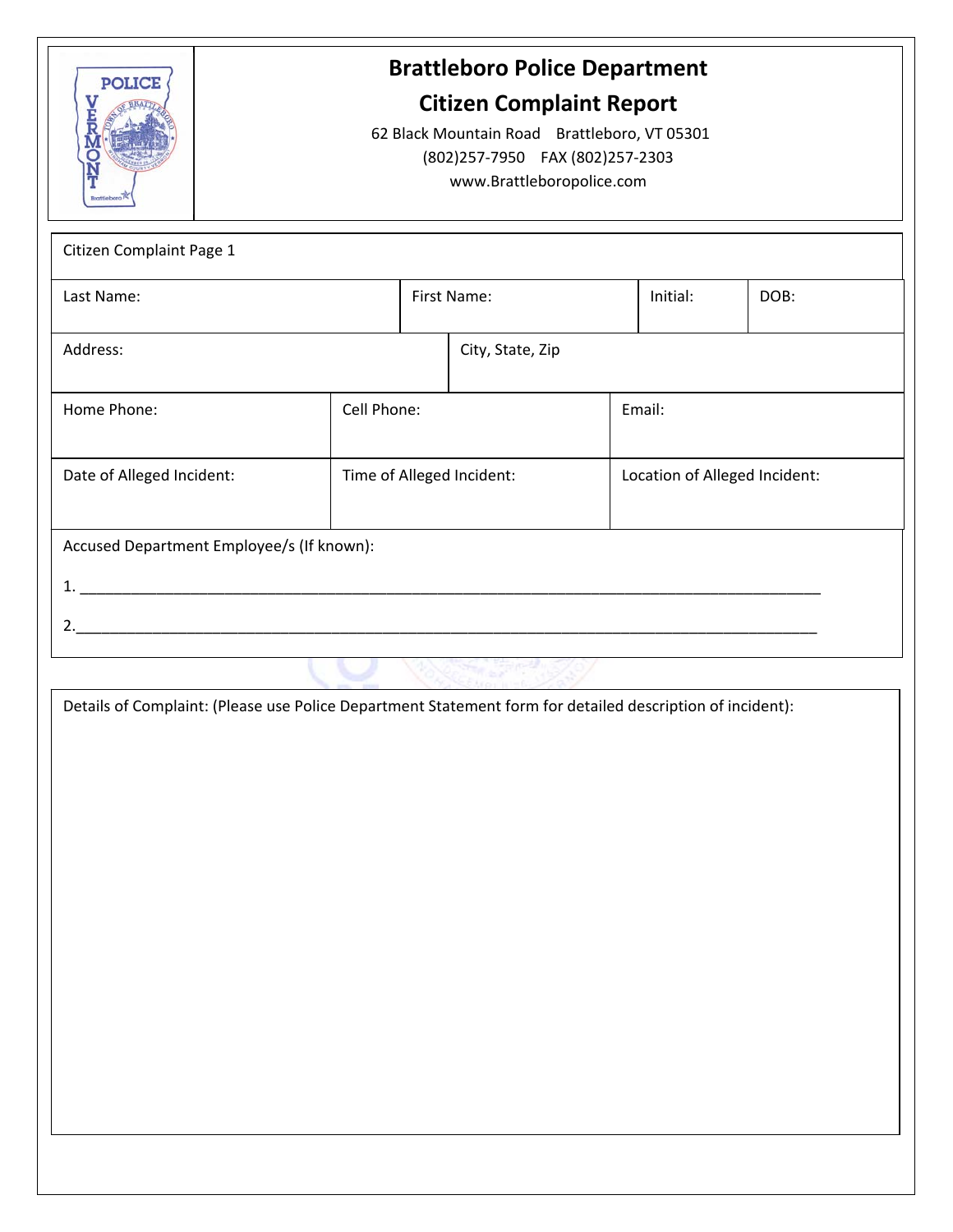# Brattleboro Police Department

## Citizen Complaint Report

62 Black Mountain Road Brattleboro, VT 05301

(802)257-7950 FAX (802)257-2303

www.Brattleboropolice.com

Citizen Complaint Page 1

| Last Name: | First Name: | Initial: | DOB: |
|---|---|---|---|

| Address: | City, State, Zip |
|---|---|

| Home Phone: | Cell Phone: | Email: |
|---|---|---|

| Date of Alleged Incident: | Time of Alleged Incident: | Location of Alleged Incident: |
|---|---|---|

Accused Department Employee/s (If known):

1. ______________________________________________________________________________________

2. ______________________________________________________________________________________

Details of Complaint: (Please use Police Department Statement form for detailed description of incident):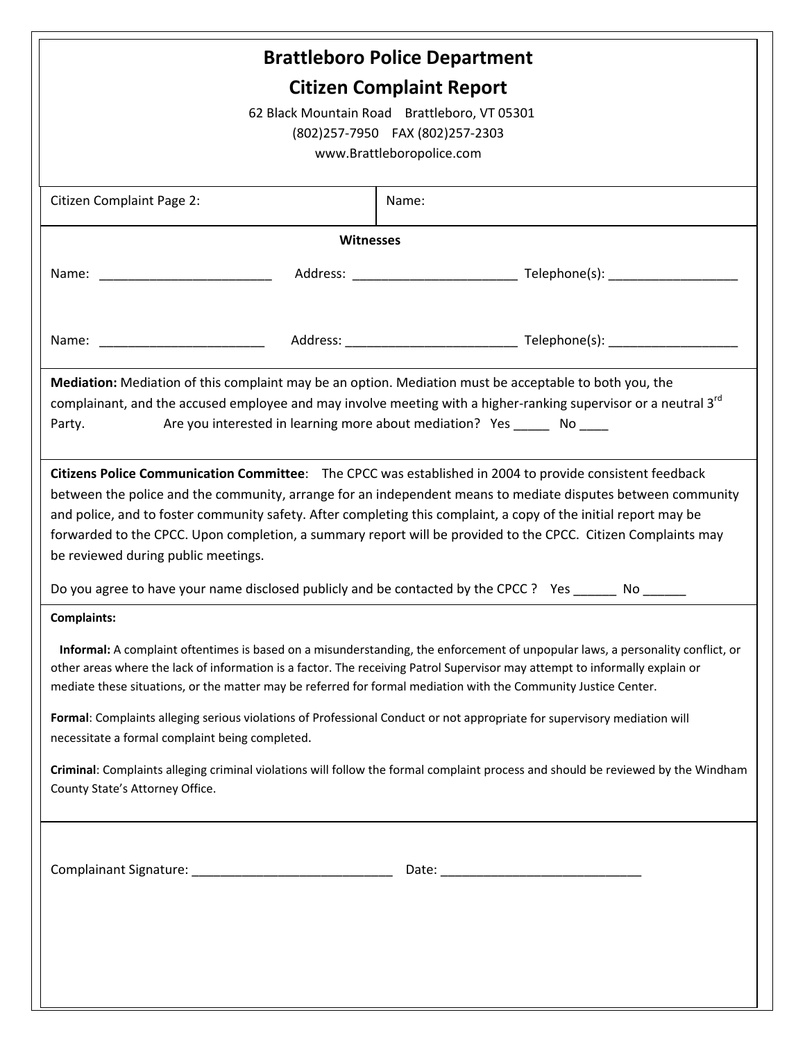# Brattleboro Police Department

## Citizen Complaint Report

62 Black Mountain Road    Brattleboro, VT 05301

(802)257-7950    FAX (802)257-2303

www.Brattleboropolice.com

| | |
|---|---|
| Citizen Complaint Page 2: | Name: |

**Witnesses**

Name: ________________________    Address: _______________________    Telephone(s): __________________

Name: _______________________    Address: ________________________    Telephone(s): __________________

**Mediation:** Mediation of this complaint may be an option. Mediation must be acceptable to both you, the complainant, and the accused employee and may involve meeting with a higher-ranking supervisor or a neutral 3rd Party.    Are you interested in learning more about mediation?   Yes _____   No ____

**Citizens Police Communication Committee**:   The CPCC was established in 2004 to provide consistent feedback between the police and the community, arrange for an independent means to mediate disputes between community and police, and to foster community safety. After completing this complaint, a copy of the initial report may be forwarded to the CPCC. Upon completion, a summary report will be provided to the CPCC. Citizen Complaints may be reviewed during public meetings.

Do you agree to have your name disclosed publicly and be contacted by the CPCC ?   Yes ______   No ______

**Complaints:**

**Informal:** A complaint oftentimes is based on a misunderstanding, the enforcement of unpopular laws, a personality conflict, or other areas where the lack of information is a factor. The receiving Patrol Supervisor may attempt to informally explain or mediate these situations, or the matter may be referred for formal mediation with the Community Justice Center.

**Formal**: Complaints alleging serious violations of Professional Conduct or not appropriate for supervisory mediation will necessitate a formal complaint being completed.

**Criminal**: Complaints alleging criminal violations will follow the formal complaint process and should be reviewed by the Windham County State's Attorney Office.

Complainant Signature: ____________________________    Date: ____________________________